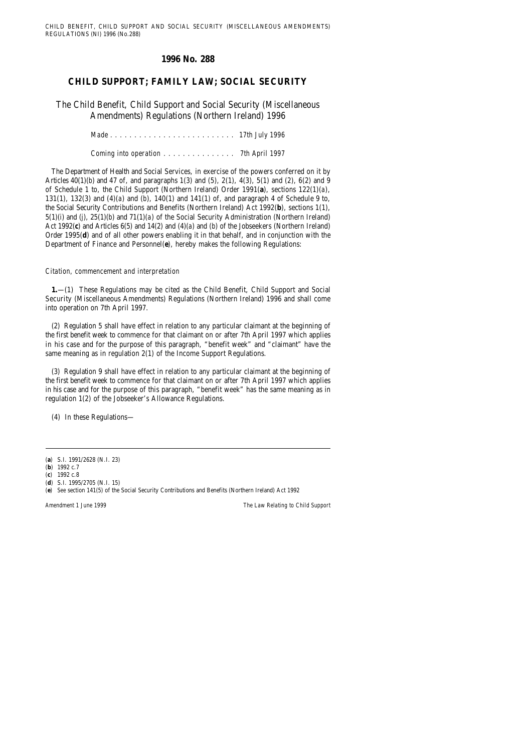# 1996 No. 288

## CHILD SUPPORT; FAMILY LAW; SOCIAL SECURITY

### The Child Benefit, Child Support and Social Security (Miscellaneous Amendments) Regulations (Northern Ireland) 1996

*Made . . . . . . . . . . . . . . . . . . . . . . . . . . 17th July 1996*

*Coming into operation . . . . . . . . . . . . . . . 7th April 1997*

The Department of Health and Social Services, in exercise of the powers conferred on it by Articles 40(1)(*b*) and 47 of, and paragraphs 1(3) and (5), 2(1), 4(3), 5(1) and (2), 6(2) and 9 of Schedule 1 to, the Child Support (Northern Ireland) Order 1991(**a**), sections 122(1)(*a*), 131(1), 132(3) and (4)(*a*) and (*b*), 140(1) and 141(1) of, and paragraph 4 of Schedule 9 to, the Social Security Contributions and Benefits (Northern Ireland) Act 1992(**b**), sections 1(1), 5(1)(*i*) and (*j*), 25(1)(*b*) and 71(1)(*a*) of the Social Security Administration (Northern Ireland) Act 1992(**c**) and Articles 6(5) and 14(2) and (4)(*a*) and (*b*) of the Jobseekers (Northern Ireland) Order 1995(**d**) and of all other powers enabling it in that behalf, and in conjunction with the Department of Finance and Personnel(**e**), hereby makes the following Regulations:

*Citation, commencement and interpretation*

**1.**—(1) These Regulations may be cited as the Child Benefit, Child Support and Social Security (Miscellaneous Amendments) Regulations (Northern Ireland) 1996 and shall come into operation on 7th April 1997.

(2) Regulation 5 shall have effect in relation to any particular claimant at the beginning of the first benefit week to commence for that claimant on or after 7th April 1997 which applies in his case and for the purpose of this paragraph, "benefit week" and "claimant" have the same meaning as in regulation 2(1) of the Income Support Regulations.

(3) Regulation 9 shall have effect in relation to any particular claimant at the beginning of the first benefit week to commence for that claimant on or after 7th April 1997 which applies in his case and for the purpose of this paragraph, "benefit week" has the same meaning as in regulation 1(2) of the Jobseeker's Allowance Regulations.

(4) In these Regulations—

---

(**a**) S.I. 1991/2628 (N.I. 23)

(**b**) 1992 c.7

(**c**) 1992 c.8

(**d**) S.I. 1995/2705 (N.I. 15)

(**e**) See section 141(5) of the Social Security Contributions and Benefits (Northern Ireland) Act 1992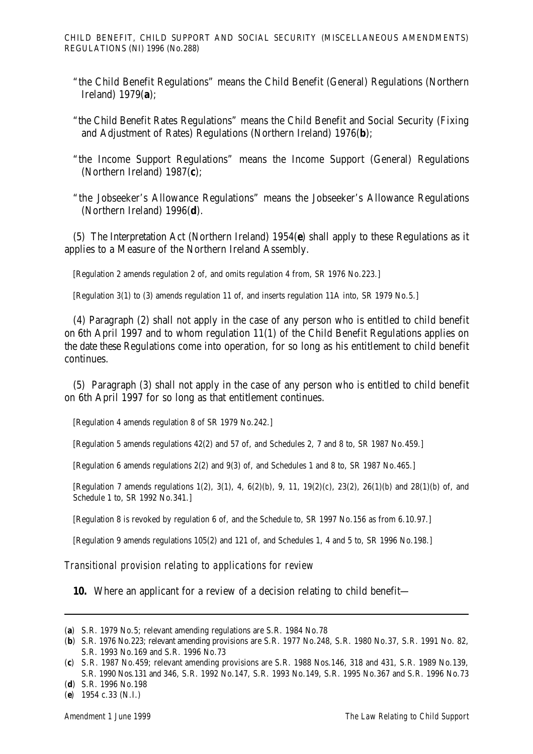"the Child Benefit Regulations" means the Child Benefit (General) Regulations (Northern Ireland) 1979(**a**);

"the Child Benefit Rates Regulations" means the Child Benefit and Social Security (Fixing and Adjustment of Rates) Regulations (Northern Ireland) 1976(**b**);

"the Income Support Regulations" means the Income Support (General) Regulations (Northern Ireland) 1987(**c**);

"the Jobseeker's Allowance Regulations" means the Jobseeker's Allowance Regulations (Northern Ireland) 1996(**d**).

(5) The Interpretation Act (Northern Ireland) 1954(**e**) shall apply to these Regulations as it applies to a Measure of the Northern Ireland Assembly.

[Regulation 2 amends regulation 2 of, and omits regulation 4 from, SR 1976 No.223.]

[Regulation 3(1) to (3) amends regulation 11 of, and inserts regulation 11A into, SR 1979 No.5.]

(4) Paragraph (2) shall not apply in the case of any person who is entitled to child benefit on 6th April 1997 and to whom regulation 11(1) of the Child Benefit Regulations applies on the date these Regulations come into operation, for so long as his entitlement to child benefit continues.

(5) Paragraph (3) shall not apply in the case of any person who is entitled to child benefit on 6th April 1997 for so long as that entitlement continues.

[Regulation 4 amends regulation 8 of SR 1979 No.242.]

[Regulation 5 amends regulations 42(2) and 57 of, and Schedules 2, 7 and 8 to, SR 1987 No.459.]

[Regulation 6 amends regulations 2(2) and 9(3) of, and Schedules 1 and 8 to, SR 1987 No.465.]

[Regulation 7 amends regulations 1(2), 3(1), 4, 6(2)(b), 9, 11, 19(2)(c), 23(2), 26(1)(b) and 28(1)(b) of, and Schedule 1 to, SR 1992 No.341.]

[Regulation 8 is revoked by regulation 6 of, and the Schedule to, SR 1997 No.156 as from 6.10.97.]

[Regulation 9 amends regulations 105(2) and 121 of, and Schedules 1, 4 and 5 to, SR 1996 No.198.]

*Transitional provision relating to applications for review*

**10.** Where an applicant for a review of a decision relating to child benefit—

---

(**a**) S.R. 1979 No.5; relevant amending regulations are S.R. 1984 No.78

(**b**) S.R. 1976 No.223; relevant amending provisions are S.R. 1977 No.248, S.R. 1980 No.37, S.R. 1991 No. 82, S.R. 1993 No.169 and S.R. 1996 No.73

(**c**) S.R. 1987 No.459; relevant amending provisions are S.R. 1988 Nos.146, 318 and 431, S.R. 1989 No.139, S.R. 1990 Nos.131 and 346, S.R. 1992 No.147, S.R. 1993 No.149, S.R. 1995 No.367 and S.R. 1996 No.73

(**d**) S.R. 1996 No.198

(**e**) 1954 c.33 (N.I.)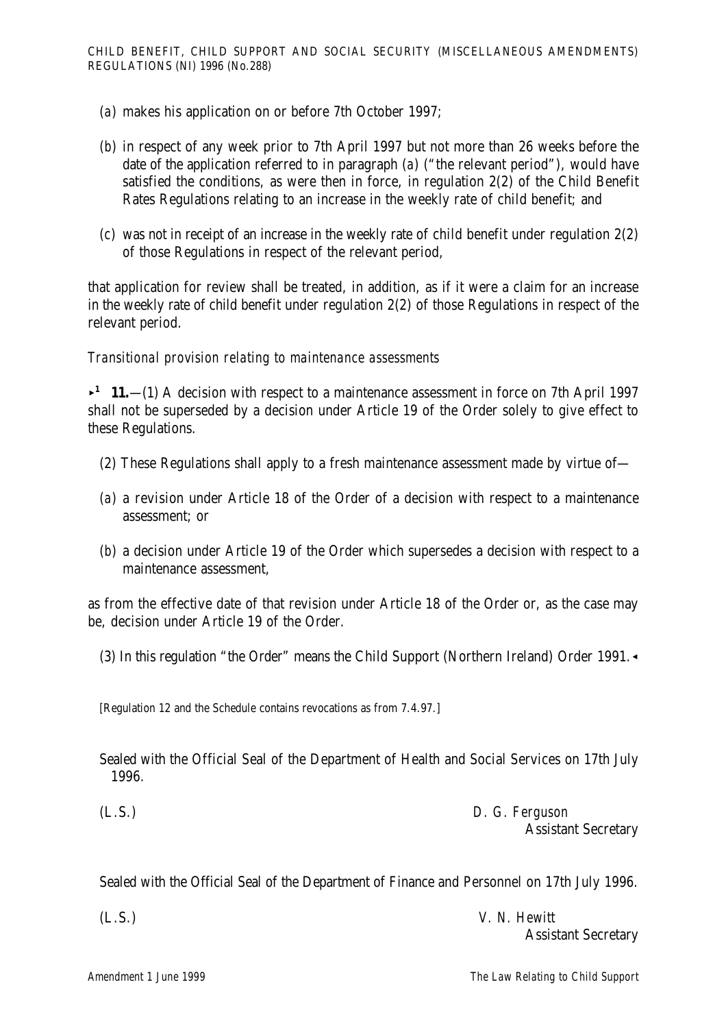(a) makes his application on or before 7th October 1997;

(b) in respect of any week prior to 7th April 1997 but not more than 26 weeks before the date of the application referred to in paragraph (a) ("the relevant period"), would have satisfied the conditions, as were then in force, in regulation 2(2) of the Child Benefit Rates Regulations relating to an increase in the weekly rate of child benefit; and

(c) was not in receipt of an increase in the weekly rate of child benefit under regulation 2(2) of those Regulations in respect of the relevant period,

that application for review shall be treated, in addition, as if it were a claim for an increase in the weekly rate of child benefit under regulation 2(2) of those Regulations in respect of the relevant period.

*Transitional provision relating to maintenance assessments*

►[1] **11.**—(1) A decision with respect to a maintenance assessment in force on 7th April 1997 shall not be superseded by a decision under Article 19 of the Order solely to give effect to these Regulations.

(2) These Regulations shall apply to a fresh maintenance assessment made by virtue of—

(a) a revision under Article 18 of the Order of a decision with respect to a maintenance assessment; or

(b) a decision under Article 19 of the Order which supersedes a decision with respect to a maintenance assessment,

as from the effective date of that revision under Article 18 of the Order or, as the case may be, decision under Article 19 of the Order.

(3) In this regulation "the Order" means the Child Support (Northern Ireland) Order 1991.◄

[Regulation 12 and the Schedule contains revocations as from 7.4.97.]

Sealed with the Official Seal of the Department of Health and Social Services on 17th July 1996.

(L.S.) D. G. Ferguson
Assistant Secretary

Sealed with the Official Seal of the Department of Finance and Personnel on 17th July 1996.

(L.S.) V. N. Hewitt
Assistant Secretary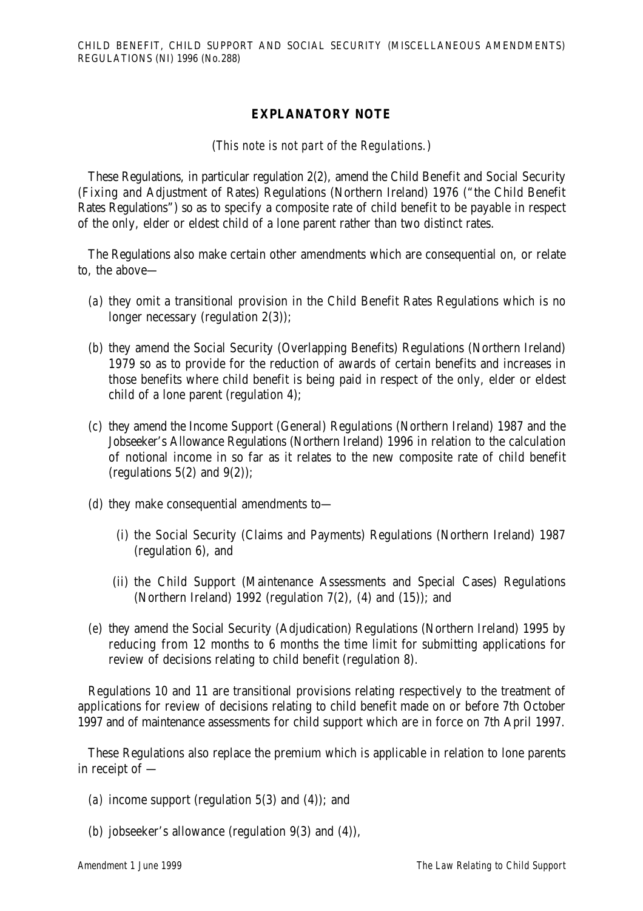## EXPLANATORY NOTE

*(This note is not part of the Regulations.)*

These Regulations, in particular regulation 2(2), amend the Child Benefit and Social Security (Fixing and Adjustment of Rates) Regulations (Northern Ireland) 1976 ("the Child Benefit Rates Regulations") so as to specify a composite rate of child benefit to be payable in respect of the only, elder or eldest child of a lone parent rather than two distinct rates.

The Regulations also make certain other amendments which are consequential on, or relate to, the above—

(a) they omit a transitional provision in the Child Benefit Rates Regulations which is no longer necessary (regulation 2(3));

(b) they amend the Social Security (Overlapping Benefits) Regulations (Northern Ireland) 1979 so as to provide for the reduction of awards of certain benefits and increases in those benefits where child benefit is being paid in respect of the only, elder or eldest child of a lone parent (regulation 4);

(c) they amend the Income Support (General) Regulations (Northern Ireland) 1987 and the Jobseeker's Allowance Regulations (Northern Ireland) 1996 in relation to the calculation of notional income in so far as it relates to the new composite rate of child benefit (regulations 5(2) and 9(2));

(d) they make consequential amendments to—

 (i) the Social Security (Claims and Payments) Regulations (Northern Ireland) 1987 (regulation 6), and

 (ii) the Child Support (Maintenance Assessments and Special Cases) Regulations (Northern Ireland) 1992 (regulation 7(2), (4) and (15)); and

(e) they amend the Social Security (Adjudication) Regulations (Northern Ireland) 1995 by reducing from 12 months to 6 months the time limit for submitting applications for review of decisions relating to child benefit (regulation 8).

Regulations 10 and 11 are transitional provisions relating respectively to the treatment of applications for review of decisions relating to child benefit made on or before 7th October 1997 and of maintenance assessments for child support which are in force on 7th April 1997.

These Regulations also replace the premium which is applicable in relation to lone parents in receipt of —

(a) income support (regulation 5(3) and (4)); and

(b) jobseeker's allowance (regulation 9(3) and (4)),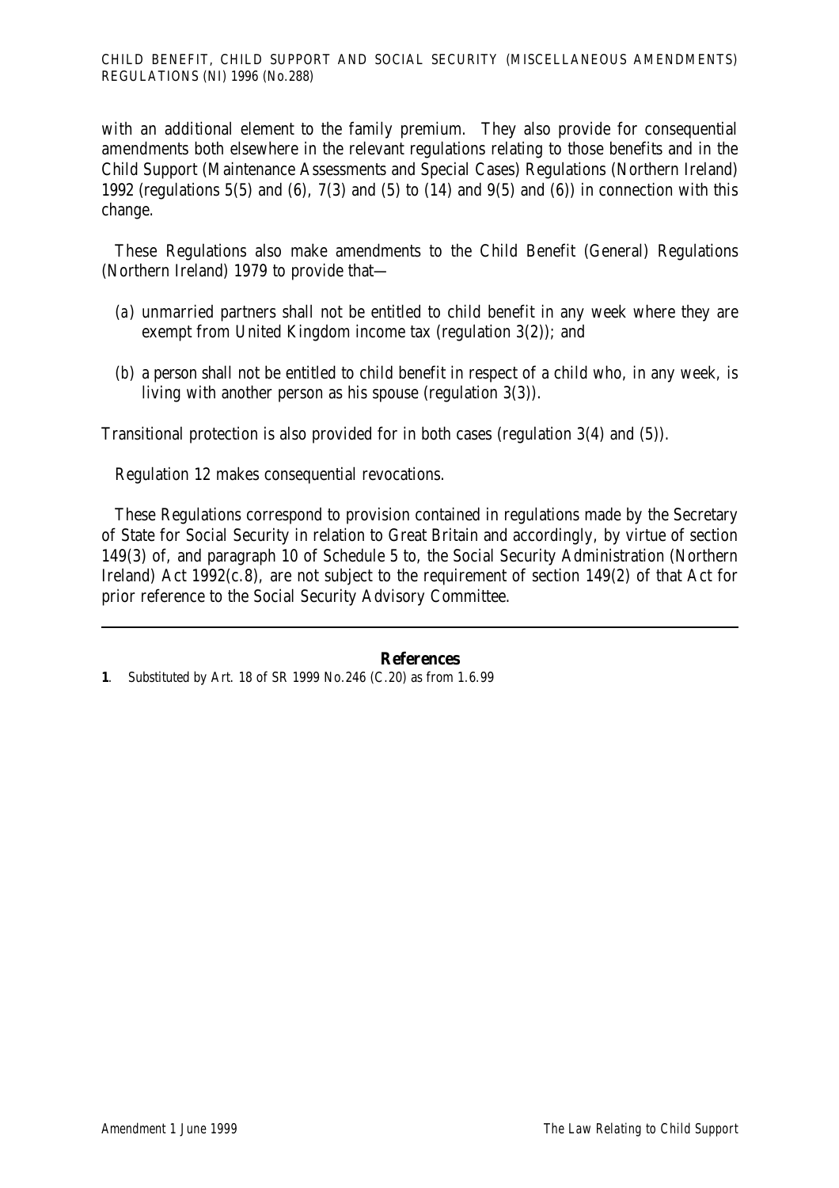with an additional element to the family premium. They also provide for consequential amendments both elsewhere in the relevant regulations relating to those benefits and in the Child Support (Maintenance Assessments and Special Cases) Regulations (Northern Ireland) 1992 (regulations 5(5) and (6), 7(3) and (5) to (14) and 9(5) and (6)) in connection with this change.

These Regulations also make amendments to the Child Benefit (General) Regulations (Northern Ireland) 1979 to provide that—

- (a) unmarried partners shall not be entitled to child benefit in any week where they are exempt from United Kingdom income tax (regulation 3(2)); and
- (b) a person shall not be entitled to child benefit in respect of a child who, in any week, is living with another person as his spouse (regulation 3(3)).

Transitional protection is also provided for in both cases (regulation 3(4) and (5)).

Regulation 12 makes consequential revocations.

These Regulations correspond to provision contained in regulations made by the Secretary of State for Social Security in relation to Great Britain and accordingly, by virtue of section 149(3) of, and paragraph 10 of Schedule 5 to, the Social Security Administration (Northern Ireland) Act 1992(c.8), are not subject to the requirement of section 149(2) of that Act for prior reference to the Social Security Advisory Committee.

---

**References**

**1**. Substituted by Art. 18 of SR 1999 No.246 (C.20) as from 1.6.99